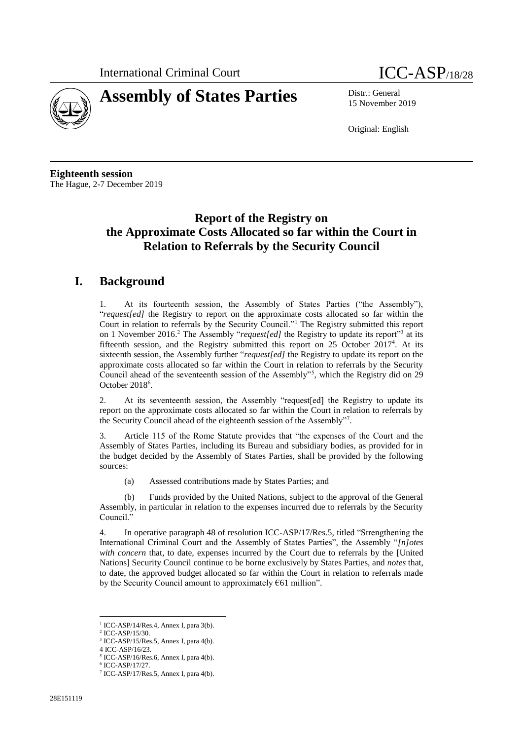International Criminal Court

ICC-ASP/18/28

# Assembly of States Parties

Distr.: General
15 November 2019

Original: English

**Eighteenth session**
The Hague, 2-7 December 2019

## Report of the Registry on the Approximate Costs Allocated so far within the Court in Relation to Referrals by the Security Council

## I. Background

1. At its fourteenth session, the Assembly of States Parties ("the Assembly"), "*request[ed]* the Registry to report on the approximate costs allocated so far within the Court in relation to referrals by the Security Council."[1] The Registry submitted this report on 1 November 2016.[2] The Assembly "*request[ed]* the Registry to update its report"[3] at its fifteenth session, and the Registry submitted this report on 25 October 2017[4]. At its sixteenth session, the Assembly further "*request[ed]* the Registry to update its report on the approximate costs allocated so far within the Court in relation to referrals by the Security Council ahead of the seventeenth session of the Assembly"[5], which the Registry did on 29 October 2018[6].

2. At its seventeenth session, the Assembly "request[ed] the Registry to update its report on the approximate costs allocated so far within the Court in relation to referrals by the Security Council ahead of the eighteenth session of the Assembly"[7].

3. Article 115 of the Rome Statute provides that "the expenses of the Court and the Assembly of States Parties, including its Bureau and subsidiary bodies, as provided for in the budget decided by the Assembly of States Parties, shall be provided by the following sources:

(a) Assessed contributions made by States Parties; and

(b) Funds provided by the United Nations, subject to the approval of the General Assembly, in particular in relation to the expenses incurred due to referrals by the Security Council."

4. In operative paragraph 48 of resolution ICC-ASP/17/Res.5, titled "Strengthening the International Criminal Court and the Assembly of States Parties", the Assembly "*[n]otes with concern* that, to date, expenses incurred by the Court due to referrals by the [United Nations] Security Council continue to be borne exclusively by States Parties, and *notes* that, to date, the approved budget allocated so far within the Court in relation to referrals made by the Security Council amount to approximately €61 million".

---

[1] ICC-ASP/14/Res.4, Annex I, para 3(b).
[2] ICC-ASP/15/30.
[3] ICC-ASP/15/Res.5, Annex I, para 4(b).
[4] ICC-ASP/16/23.
[5] ICC-ASP/16/Res.6, Annex I, para 4(b).
[6] ICC-ASP/17/27.
[7] ICC-ASP/17/Res.5, Annex I, para 4(b).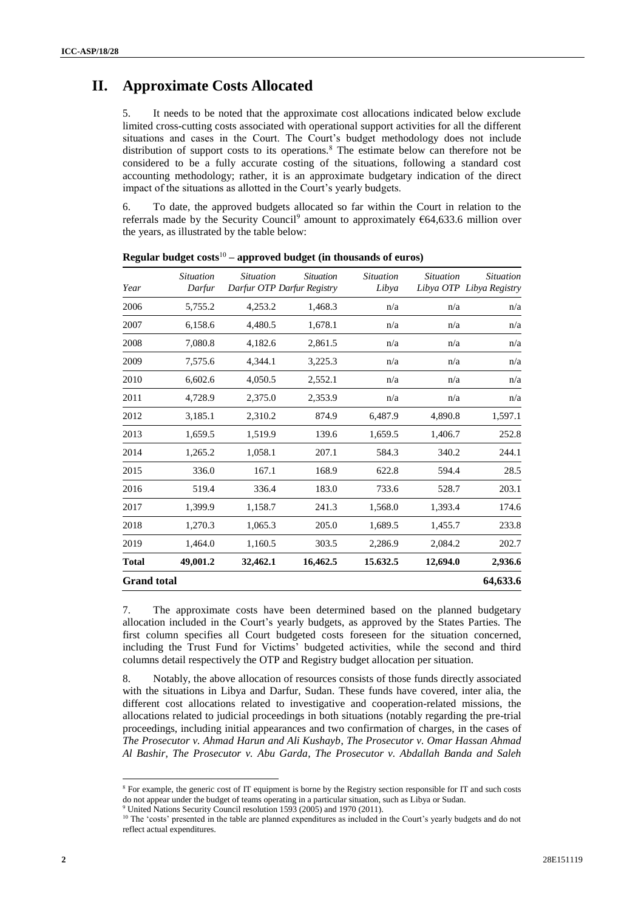# II. Approximate Costs Allocated

5. It needs to be noted that the approximate cost allocations indicated below exclude limited cross-cutting costs associated with operational support activities for all the different situations and cases in the Court. The Court's budget methodology does not include distribution of support costs to its operations.[8] The estimate below can therefore not be considered to be a fully accurate costing of the situations, following a standard cost accounting methodology; rather, it is an approximate budgetary indication of the direct impact of the situations as allotted in the Court's yearly budgets.

6. To date, the approved budgets allocated so far within the Court in relation to the referrals made by the Security Council[9] amount to approximately €64,633.6 million over the years, as illustrated by the table below:

**Regular budget costs[10] – approved budget (in thousands of euros)**

| Year | *Situation Darfur* | *Situation Darfur OTP* | *Situation Darfur Registry* | *Situation Libya* | *Situation Libya OTP* | *Situation Libya Registry* |
|---|---|---|---|---|---|---|
| 2006 | 5,755.2 | 4,253.2 | 1,468.3 | n/a | n/a | n/a |
| 2007 | 6,158.6 | 4,480.5 | 1,678.1 | n/a | n/a | n/a |
| 2008 | 7,080.8 | 4,182.6 | 2,861.5 | n/a | n/a | n/a |
| 2009 | 7,575.6 | 4,344.1 | 3,225.3 | n/a | n/a | n/a |
| 2010 | 6,602.6 | 4,050.5 | 2,552.1 | n/a | n/a | n/a |
| 2011 | 4,728.9 | 2,375.0 | 2,353.9 | n/a | n/a | n/a |
| 2012 | 3,185.1 | 2,310.2 | 874.9 | 6,487.9 | 4,890.8 | 1,597.1 |
| 2013 | 1,659.5 | 1,519.9 | 139.6 | 1,659.5 | 1,406.7 | 252.8 |
| 2014 | 1,265.2 | 1,058.1 | 207.1 | 584.3 | 340.2 | 244.1 |
| 2015 | 336.0 | 167.1 | 168.9 | 622.8 | 594.4 | 28.5 |
| 2016 | 519.4 | 336.4 | 183.0 | 733.6 | 528.7 | 203.1 |
| 2017 | 1,399.9 | 1,158.7 | 241.3 | 1,568.0 | 1,393.4 | 174.6 |
| 2018 | 1,270.3 | 1,065.3 | 205.0 | 1,689.5 | 1,455.7 | 233.8 |
| 2019 | 1,464.0 | 1,160.5 | 303.5 | 2,286.9 | 2,084.2 | 202.7 |
| **Total** | **49,001.2** | **32,462.1** | **16,462.5** | **15.632.5** | **12,694.0** | **2,936.6** |
| **Grand total** | | | | | | **64,633.6** |

7. The approximate costs have been determined based on the planned budgetary allocation included in the Court's yearly budgets, as approved by the States Parties. The first column specifies all Court budgeted costs foreseen for the situation concerned, including the Trust Fund for Victims' budgeted activities, while the second and third columns detail respectively the OTP and Registry budget allocation per situation.

8. Notably, the above allocation of resources consists of those funds directly associated with the situations in Libya and Darfur, Sudan. These funds have covered, inter alia, the different cost allocations related to investigative and cooperation-related missions, the allocations related to judicial proceedings in both situations (notably regarding the pre-trial proceedings, including initial appearances and two confirmation of charges, in the cases of *The Prosecutor v. Ahmad Harun and Ali Kushayb*, *The Prosecutor v. Omar Hassan Ahmad Al Bashir*, *The Prosecutor v. Abu Garda*, *The Prosecutor v. Abdallah Banda and Saleh*

---

[8] For example, the generic cost of IT equipment is borne by the Registry section responsible for IT and such costs do not appear under the budget of teams operating in a particular situation, such as Libya or Sudan.

[9] United Nations Security Council resolution 1593 (2005) and 1970 (2011).

[10] The 'costs' presented in the table are planned expenditures as included in the Court's yearly budgets and do not reflect actual expenditures.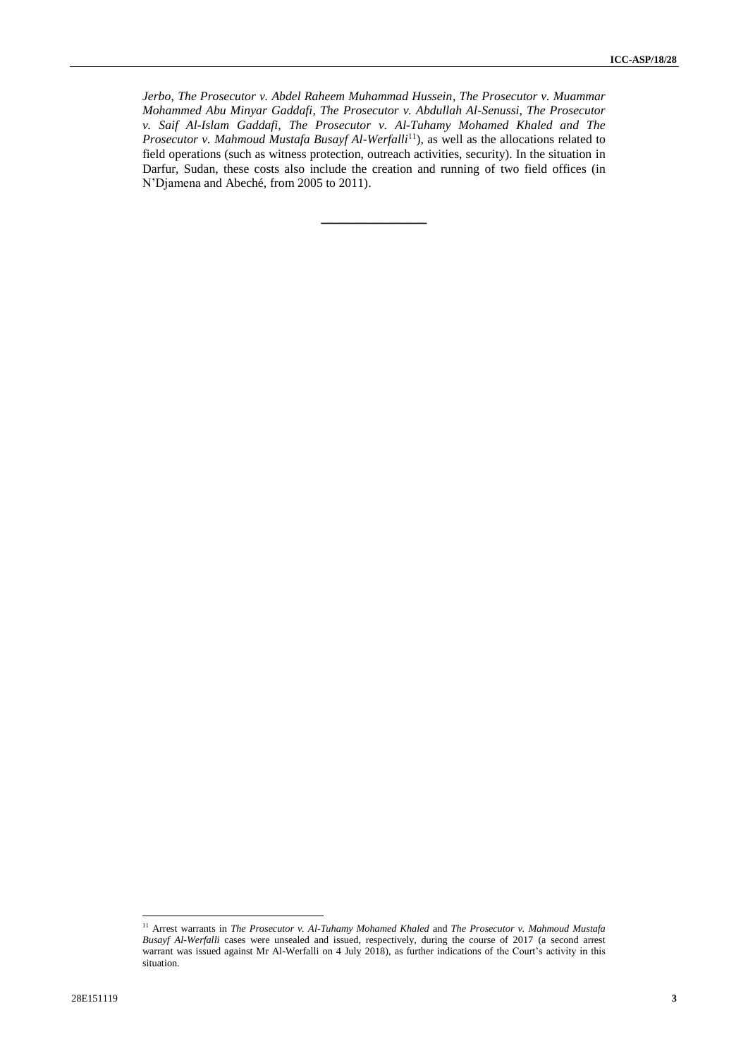*Jerbo*, *The Prosecutor v. Abdel Raheem Muhammad Hussein*, *The Prosecutor v. Muammar Mohammed Abu Minyar Gaddafi*, *The Prosecutor v. Abdullah Al-Senussi*, *The Prosecutor v. Saif Al-Islam Gaddafi*, *The Prosecutor v. Al-Tuhamy Mohamed Khaled and The Prosecutor v. Mahmoud Mustafa Busayf Al-Werfalli*[11]), as well as the allocations related to field operations (such as witness protection, outreach activities, security). In the situation in Darfur, Sudan, these costs also include the creation and running of two field offices (in N'Djamena and Abeché, from 2005 to 2011).

---

[11] Arrest warrants in *The Prosecutor v. Al-Tuhamy Mohamed Khaled* and *The Prosecutor v. Mahmoud Mustafa Busayf Al-Werfalli* cases were unsealed and issued, respectively, during the course of 2017 (a second arrest warrant was issued against Mr Al-Werfalli on 4 July 2018), as further indications of the Court's activity in this situation.